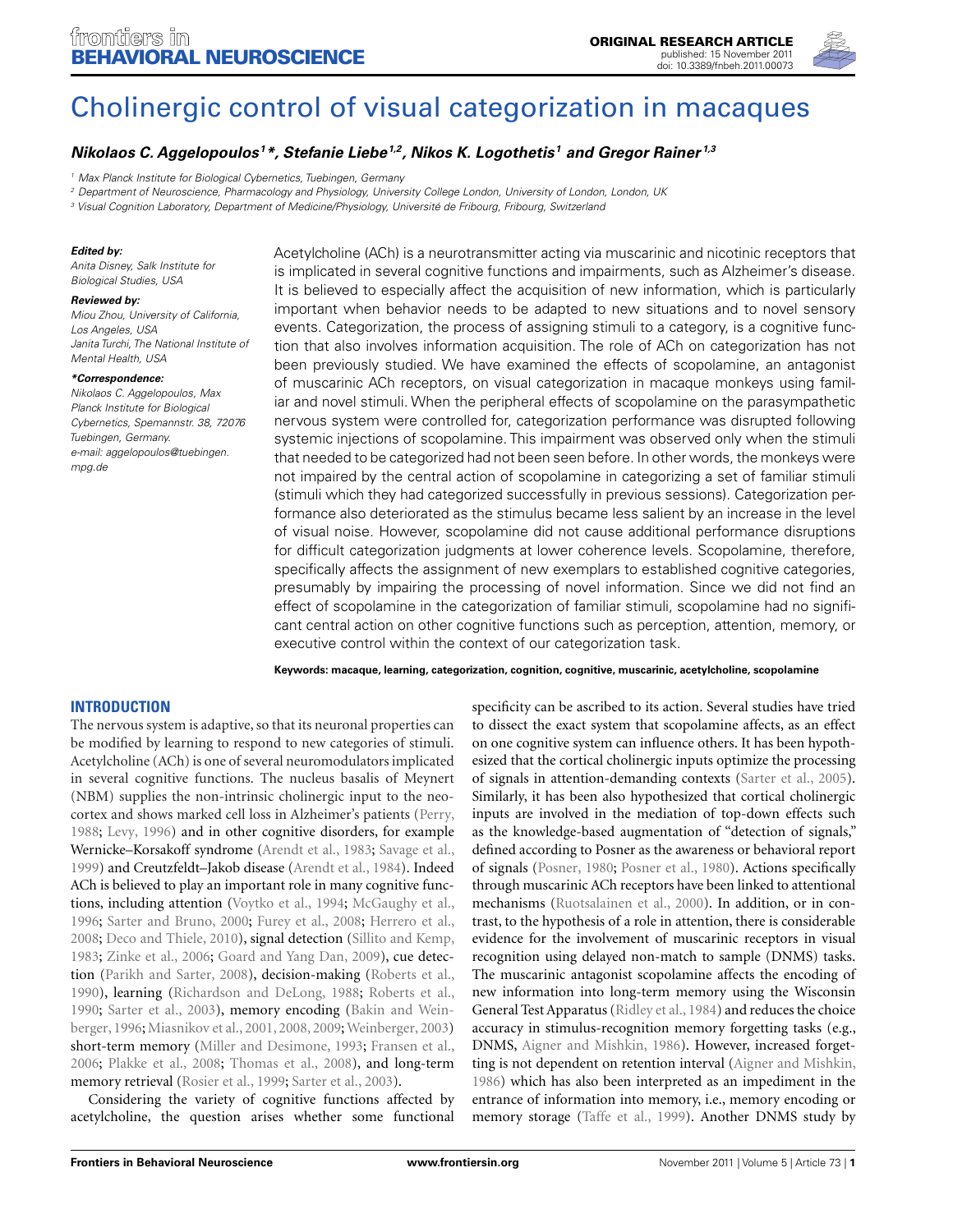ORIGINAL RESEARCH ARTICLE
published: 15 November 2011
doi: 10.3389/fnbeh.2011.00073

# Cholinergic control of visual categorization in macaques

***Nikolaos C. Aggelopoulos[1]\*, Stefanie Liebe[1,2], Nikos K. Logothetis[1] and Gregor Rainer[1,3]***

[1] Max Planck Institute for Biological Cybernetics, Tuebingen, Germany
[2] Department of Neuroscience, Pharmacology and Physiology, University College London, University of London, London, UK
[3] Visual Cognition Laboratory, Department of Medicine/Physiology, Université de Fribourg, Fribourg, Switzerland

***Edited by:***
*Anita Disney, Salk Institute for Biological Studies, USA*

***Reviewed by:***
*Miou Zhou, University of California, Los Angeles, USA*
*Janita Turchi, The National Institute of Mental Health, USA*

***\*Correspondence:***
*Nikolaos C. Aggelopoulos, Max Planck Institute for Biological Cybernetics, Spemannstr. 38, 72076 Tuebingen, Germany.*
*e-mail: aggelopoulos@tuebingen.mpg.de*

Acetylcholine (ACh) is a neurotransmitter acting via muscarinic and nicotinic receptors that is implicated in several cognitive functions and impairments, such as Alzheimer's disease. It is believed to especially affect the acquisition of new information, which is particularly important when behavior needs to be adapted to new situations and to novel sensory events. Categorization, the process of assigning stimuli to a category, is a cognitive function that also involves information acquisition. The role of ACh on categorization has not been previously studied. We have examined the effects of scopolamine, an antagonist of muscarinic ACh receptors, on visual categorization in macaque monkeys using familiar and novel stimuli. When the peripheral effects of scopolamine on the parasympathetic nervous system were controlled for, categorization performance was disrupted following systemic injections of scopolamine. This impairment was observed only when the stimuli that needed to be categorized had not been seen before. In other words, the monkeys were not impaired by the central action of scopolamine in categorizing a set of familiar stimuli (stimuli which they had categorized successfully in previous sessions). Categorization performance also deteriorated as the stimulus became less salient by an increase in the level of visual noise. However, scopolamine did not cause additional performance disruptions for difficult categorization judgments at lower coherence levels. Scopolamine, therefore, specifically affects the assignment of new exemplars to established cognitive categories, presumably by impairing the processing of novel information. Since we did not find an effect of scopolamine in the categorization of familiar stimuli, scopolamine had no significant central action on other cognitive functions such as perception, attention, memory, or executive control within the context of our categorization task.

**Keywords: macaque, learning, categorization, cognition, cognitive, muscarinic, acetylcholine, scopolamine**

## INTRODUCTION

The nervous system is adaptive, so that its neuronal properties can be modified by learning to respond to new categories of stimuli. Acetylcholine (ACh) is one of several neuromodulators implicated in several cognitive functions. The nucleus basalis of Meynert (NBM) supplies the non-intrinsic cholinergic input to the neocortex and shows marked cell loss in Alzheimer's patients (Perry, 1988; Levy, 1996) and in other cognitive disorders, for example Wernicke–Korsakoff syndrome (Arendt et al., 1983; Savage et al., 1999) and Creutzfeldt–Jakob disease (Arendt et al., 1984). Indeed ACh is believed to play an important role in many cognitive functions, including attention (Voytko et al., 1994; McGaughy et al., 1996; Sarter and Bruno, 2000; Furey et al., 2008; Herrero et al., 2008; Deco and Thiele, 2010), signal detection (Sillito and Kemp, 1983; Zinke et al., 2006; Goard and Yang Dan, 2009), cue detection (Parikh and Sarter, 2008), decision-making (Roberts et al., 1990), learning (Richardson and DeLong, 1988; Roberts et al., 1990; Sarter et al., 2003), memory encoding (Bakin and Weinberger, 1996; Miasnikov et al., 2001, 2008, 2009; Weinberger, 2003) short-term memory (Miller and Desimone, 1993; Fransen et al., 2006; Plakke et al., 2008; Thomas et al., 2008), and long-term memory retrieval (Rosier et al., 1999; Sarter et al., 2003).

Considering the variety of cognitive functions affected by acetylcholine, the question arises whether some functional specificity can be ascribed to its action. Several studies have tried to dissect the exact system that scopolamine affects, as an effect on one cognitive system can influence others. It has been hypothesized that the cortical cholinergic inputs optimize the processing of signals in attention-demanding contexts (Sarter et al., 2005). Similarly, it has been also hypothesized that cortical cholinergic inputs are involved in the mediation of top-down effects such as the knowledge-based augmentation of "detection of signals," defined according to Posner as the awareness or behavioral report of signals (Posner, 1980; Posner et al., 1980). Actions specifically through muscarinic ACh receptors have been linked to attentional mechanisms (Ruotsalainen et al., 2000). In addition, or in contrast, to the hypothesis of a role in attention, there is considerable evidence for the involvement of muscarinic receptors in visual recognition using delayed non-match to sample (DNMS) tasks. The muscarinic antagonist scopolamine affects the encoding of new information into long-term memory using the Wisconsin General Test Apparatus (Ridley et al., 1984) and reduces the choice accuracy in stimulus-recognition memory forgetting tasks (e.g., DNMS, Aigner and Mishkin, 1986). However, increased forgetting is not dependent on retention interval (Aigner and Mishkin, 1986) which has also been interpreted as an impediment in the entrance of information into memory, i.e., memory encoding or memory storage (Taffe et al., 1999). Another DNMS study by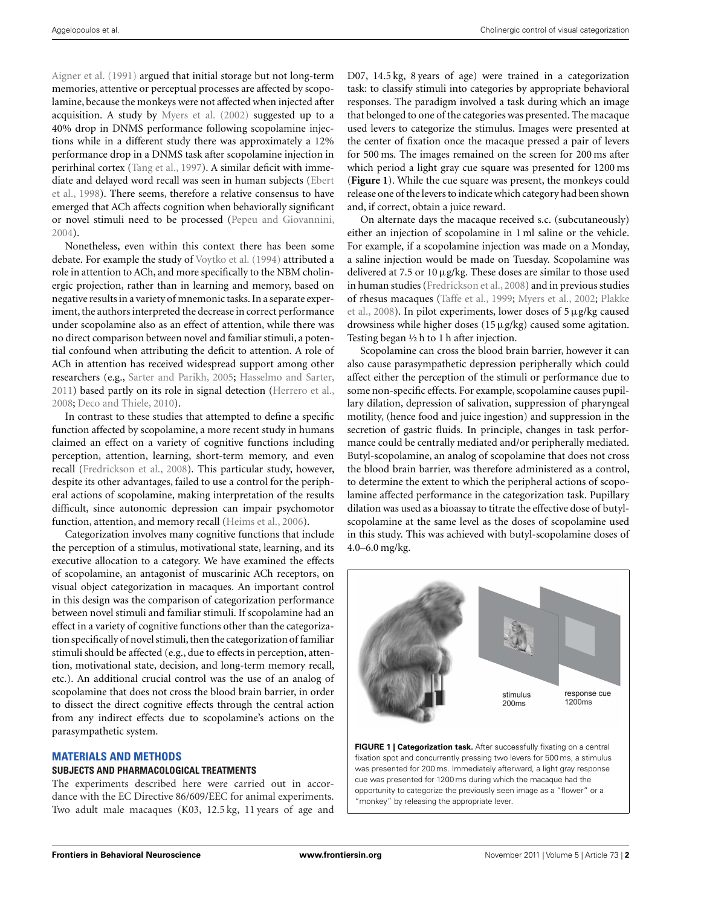Aigner et al. (1991) argued that initial storage but not long-term memories, attentive or perceptual processes are affected by scopolamine, because the monkeys were not affected when injected after acquisition. A study by Myers et al. (2002) suggested up to a 40% drop in DNMS performance following scopolamine injections while in a different study there was approximately a 12% performance drop in a DNMS task after scopolamine injection in perirhinal cortex (Tang et al., 1997). A similar deficit with immediate and delayed word recall was seen in human subjects (Ebert et al., 1998). There seems, therefore a relative consensus to have emerged that ACh affects cognition when behaviorally significant or novel stimuli need to be processed (Pepeu and Giovannini, 2004).

Nonetheless, even within this context there has been some debate. For example the study of Voytko et al. (1994) attributed a role in attention to ACh, and more specifically to the NBM cholinergic projection, rather than in learning and memory, based on negative results in a variety of mnemonic tasks. In a separate experiment, the authors interpreted the decrease in correct performance under scopolamine also as an effect of attention, while there was no direct comparison between novel and familiar stimuli, a potential confound when attributing the deficit to attention. A role of ACh in attention has received widespread support among other researchers (e.g., Sarter and Parikh, 2005; Hasselmo and Sarter, 2011) based partly on its role in signal detection (Herrero et al., 2008; Deco and Thiele, 2010).

In contrast to these studies that attempted to define a specific function affected by scopolamine, a more recent study in humans claimed an effect on a variety of cognitive functions including perception, attention, learning, short-term memory, and even recall (Fredrickson et al., 2008). This particular study, however, despite its other advantages, failed to use a control for the peripheral actions of scopolamine, making interpretation of the results difficult, since autonomic depression can impair psychomotor function, attention, and memory recall (Heims et al., 2006).

Categorization involves many cognitive functions that include the perception of a stimulus, motivational state, learning, and its executive allocation to a category. We have examined the effects of scopolamine, an antagonist of muscarinic ACh receptors, on visual object categorization in macaques. An important control in this design was the comparison of categorization performance between novel stimuli and familiar stimuli. If scopolamine had an effect in a variety of cognitive functions other than the categorization specifically of novel stimuli, then the categorization of familiar stimuli should be affected (e.g., due to effects in perception, attention, motivational state, decision, and long-term memory recall, etc.). An additional crucial control was the use of an analog of scopolamine that does not cross the blood brain barrier, in order to dissect the direct cognitive effects through the central action from any indirect effects due to scopolamine's actions on the parasympathetic system.

## MATERIALS AND METHODS

### SUBJECTS AND PHARMACOLOGICAL TREATMENTS

The experiments described here were carried out in accordance with the EC Directive 86/609/EEC for animal experiments. Two adult male macaques (K03, 12.5 kg, 11 years of age and D07, 14.5 kg, 8 years of age) were trained in a categorization task: to classify stimuli into categories by appropriate behavioral responses. The paradigm involved a task during which an image that belonged to one of the categories was presented. The macaque used levers to categorize the stimulus. Images were presented at the center of fixation once the macaque pressed a pair of levers for 500 ms. The images remained on the screen for 200 ms after which period a light gray cue square was presented for 1200 ms (**Figure 1**). While the cue square was present, the monkeys could release one of the levers to indicate which category had been shown and, if correct, obtain a juice reward.

On alternate days the macaque received s.c. (subcutaneously) either an injection of scopolamine in 1 ml saline or the vehicle. For example, if a scopolamine injection was made on a Monday, a saline injection would be made on Tuesday. Scopolamine was delivered at 7.5 or 10 μg/kg. These doses are similar to those used in human studies (Fredrickson et al., 2008) and in previous studies of rhesus macaques (Taffe et al., 1999; Myers et al., 2002; Plakke et al., 2008). In pilot experiments, lower doses of 5 μg/kg caused drowsiness while higher doses (15 μg/kg) caused some agitation. Testing began ½ h to 1 h after injection.

Scopolamine can cross the blood brain barrier, however it can also cause parasympathetic depression peripherally which could affect either the perception of the stimuli or performance due to some non-specific effects. For example, scopolamine causes pupillary dilation, depression of salivation, suppression of pharyngeal motility, (hence food and juice ingestion) and suppression in the secretion of gastric fluids. In principle, changes in task performance could be centrally mediated and/or peripherally mediated. Butyl-scopolamine, an analog of scopolamine that does not cross the blood brain barrier, was therefore administered as a control, to determine the extent to which the peripheral actions of scopolamine affected performance in the categorization task. Pupillary dilation was used as a bioassay to titrate the effective dose of butyl-scopolamine at the same level as the doses of scopolamine used in this study. This was achieved with butyl-scopolamine doses of 4.0–6.0 mg/kg.

**FIGURE 1 | Categorization task.** After successfully fixating on a central fixation spot and concurrently pressing two levers for 500 ms, a stimulus was presented for 200 ms. Immediately afterward, a light gray response cue was presented for 1200 ms during which the macaque had the opportunity to categorize the previously seen image as a "flower" or a "monkey" by releasing the appropriate lever.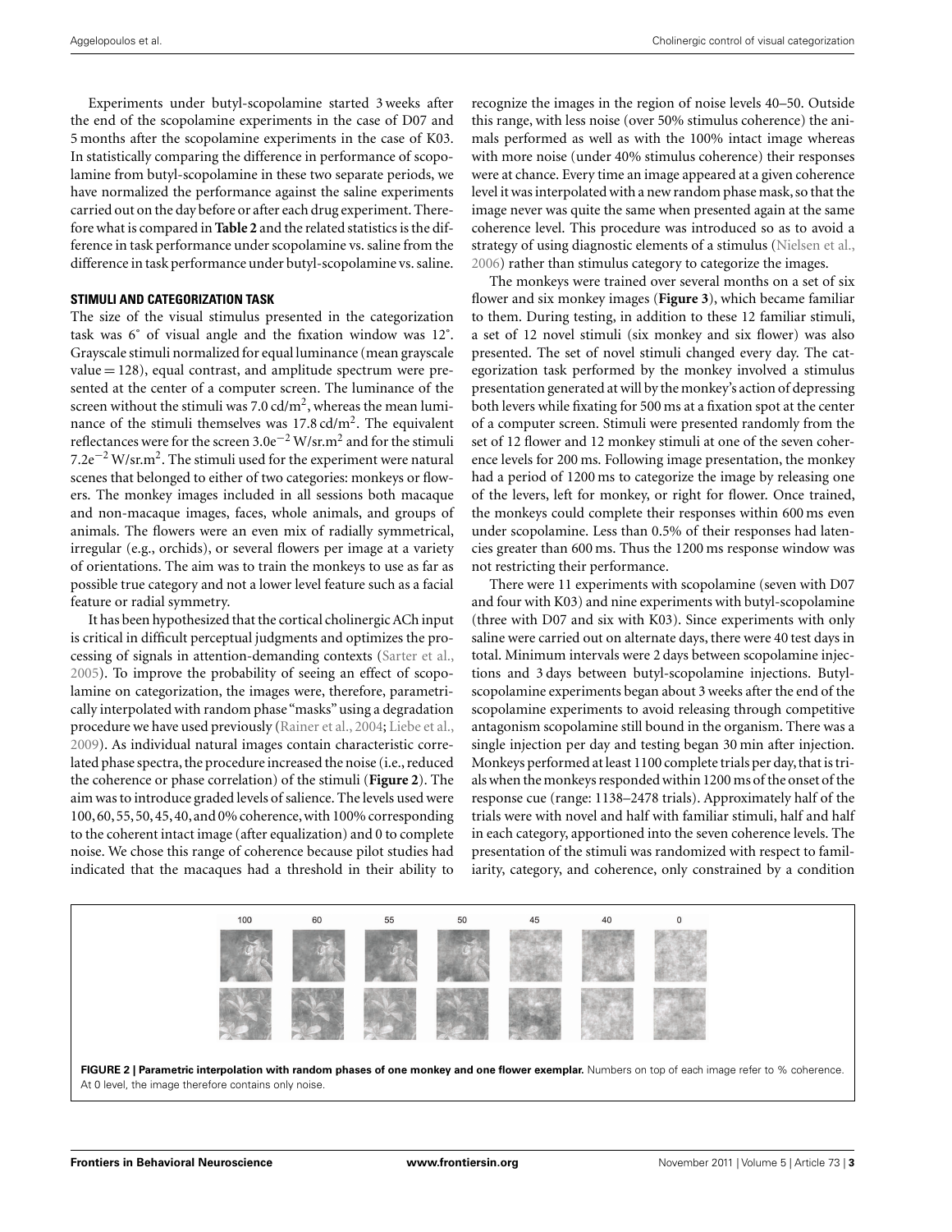Experiments under butyl-scopolamine started 3 weeks after the end of the scopolamine experiments in the case of D07 and 5 months after the scopolamine experiments in the case of K03. In statistically comparing the difference in performance of scopolamine from butyl-scopolamine in these two separate periods, we have normalized the performance against the saline experiments carried out on the day before or after each drug experiment. Therefore what is compared in **Table 2** and the related statistics is the difference in task performance under scopolamine vs. saline from the difference in task performance under butyl-scopolamine vs. saline.

### STIMULI AND CATEGORIZATION TASK

The size of the visual stimulus presented in the categorization task was 6° of visual angle and the fixation window was 12°. Grayscale stimuli normalized for equal luminance (mean grayscale value = 128), equal contrast, and amplitude spectrum were presented at the center of a computer screen. The luminance of the screen without the stimuli was 7.0 cd/m$^2$, whereas the mean luminance of the stimuli themselves was 17.8 cd/m$^2$. The equivalent reflectances were for the screen 3.0e$^{-2}$ W/sr.m$^2$ and for the stimuli 7.2e$^{-2}$ W/sr.m$^2$. The stimuli used for the experiment were natural scenes that belonged to either of two categories: monkeys or flowers. The monkey images included in all sessions both macaque and non-macaque images, faces, whole animals, and groups of animals. The flowers were an even mix of radially symmetrical, irregular (e.g., orchids), or several flowers per image at a variety of orientations. The aim was to train the monkeys to use as far as possible true category and not a lower level feature such as a facial feature or radial symmetry.

It has been hypothesized that the cortical cholinergic ACh input is critical in difficult perceptual judgments and optimizes the processing of signals in attention-demanding contexts (Sarter et al., 2005). To improve the probability of seeing an effect of scopolamine on categorization, the images were, therefore, parametrically interpolated with random phase "masks" using a degradation procedure we have used previously (Rainer et al., 2004; Liebe et al., 2009). As individual natural images contain characteristic correlated phase spectra, the procedure increased the noise (i.e., reduced the coherence or phase correlation) of the stimuli (**Figure 2**). The aim was to introduce graded levels of salience. The levels used were 100, 60, 55, 50, 45, 40, and 0% coherence, with 100% corresponding to the coherent intact image (after equalization) and 0 to complete noise. We chose this range of coherence because pilot studies had indicated that the macaques had a threshold in their ability to recognize the images in the region of noise levels 40–50. Outside this range, with less noise (over 50% stimulus coherence) the animals performed as well as with the 100% intact image whereas with more noise (under 40% stimulus coherence) their responses were at chance. Every time an image appeared at a given coherence level it was interpolated with a new random phase mask, so that the image never was quite the same when presented again at the same coherence level. This procedure was introduced so as to avoid a strategy of using diagnostic elements of a stimulus (Nielsen et al., 2006) rather than stimulus category to categorize the images.

The monkeys were trained over several months on a set of six flower and six monkey images (**Figure 3**), which became familiar to them. During testing, in addition to these 12 familiar stimuli, a set of 12 novel stimuli (six monkey and six flower) was also presented. The set of novel stimuli changed every day. The categorization task performed by the monkey involved a stimulus presentation generated at will by the monkey's action of depressing both levers while fixating for 500 ms at a fixation spot at the center of a computer screen. Stimuli were presented randomly from the set of 12 flower and 12 monkey stimuli at one of the seven coherence levels for 200 ms. Following image presentation, the monkey had a period of 1200 ms to categorize the image by releasing one of the levers, left for monkey, or right for flower. Once trained, the monkeys could complete their responses within 600 ms even under scopolamine. Less than 0.5% of their responses had latencies greater than 600 ms. Thus the 1200 ms response window was not restricting their performance.

There were 11 experiments with scopolamine (seven with D07 and four with K03) and nine experiments with butyl-scopolamine (three with D07 and six with K03). Since experiments with only saline were carried out on alternate days, there were 40 test days in total. Minimum intervals were 2 days between scopolamine injections and 3 days between butyl-scopolamine injections. Butyl-scopolamine experiments began about 3 weeks after the end of the scopolamine experiments to avoid releasing through competitive antagonism scopolamine still bound in the organism. There was a single injection per day and testing began 30 min after injection. Monkeys performed at least 1100 complete trials per day, that is trials when the monkeys responded within 1200 ms of the onset of the response cue (range: 1138–2478 trials). Approximately half of the trials were with novel and half with familiar stimuli, half and half in each category, apportioned into the seven coherence levels. The presentation of the stimuli was randomized with respect to familiarity, category, and coherence, only constrained by a condition

**FIGURE 2 | Parametric interpolation with random phases of one monkey and one flower exemplar.** Numbers on top of each image refer to % coherence. At 0 level, the image therefore contains only noise.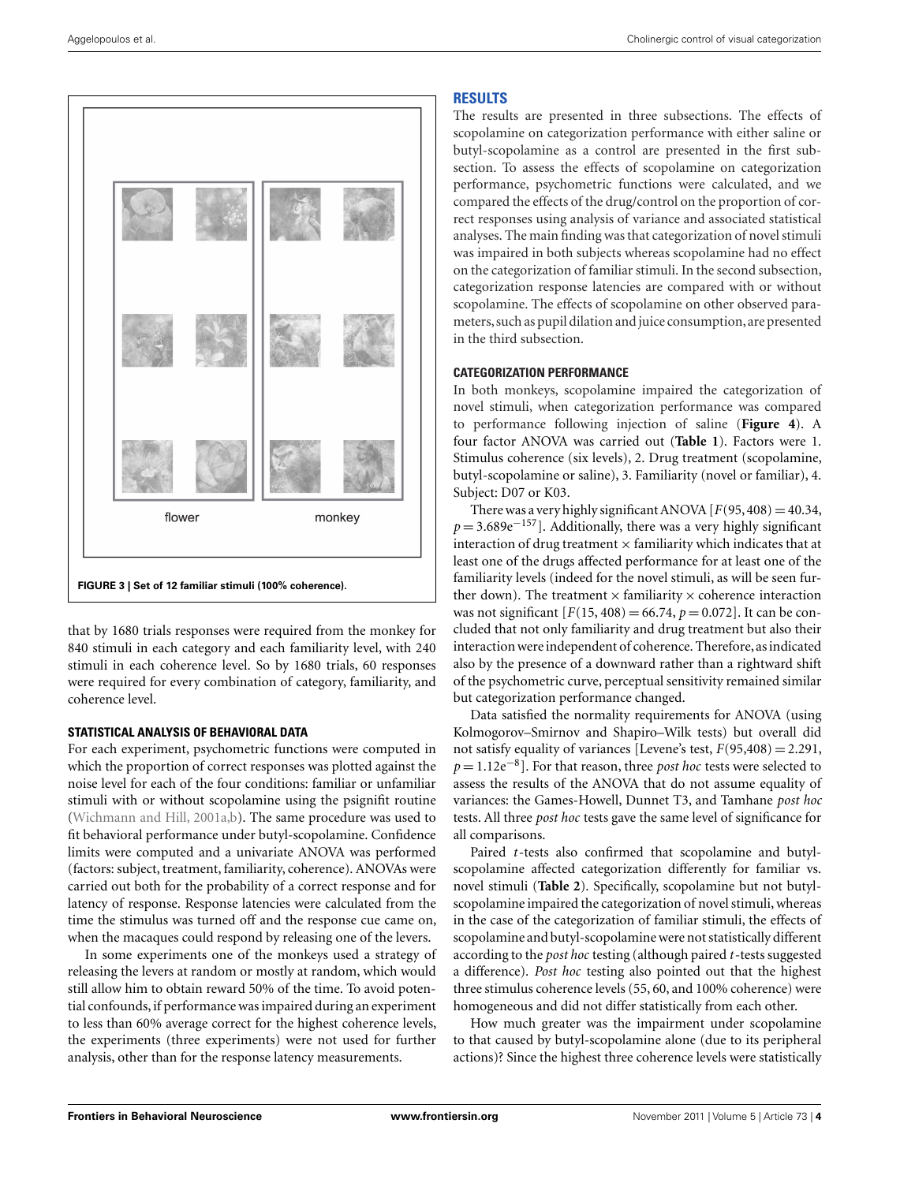flower

monkey

**FIGURE 3 | Set of 12 familiar stimuli (100% coherence).**

that by 1680 trials responses were required from the monkey for 840 stimuli in each category and each familiarity level, with 240 stimuli in each coherence level. So by 1680 trials, 60 responses were required for every combination of category, familiarity, and coherence level.

### STATISTICAL ANALYSIS OF BEHAVIORAL DATA

For each experiment, psychometric functions were computed in which the proportion of correct responses was plotted against the noise level for each of the four conditions: familiar or unfamiliar stimuli with or without scopolamine using the psignifit routine (Wichmann and Hill, 2001a,b). The same procedure was used to fit behavioral performance under butyl-scopolamine. Confidence limits were computed and a univariate ANOVA was performed (factors: subject, treatment, familiarity, coherence). ANOVAs were carried out both for the probability of a correct response and for latency of response. Response latencies were calculated from the time the stimulus was turned off and the response cue came on, when the macaques could respond by releasing one of the levers.

In some experiments one of the monkeys used a strategy of releasing the levers at random or mostly at random, which would still allow him to obtain reward 50% of the time. To avoid potential confounds, if performance was impaired during an experiment to less than 60% average correct for the highest coherence levels, the experiments (three experiments) were not used for further analysis, other than for the response latency measurements.

## RESULTS

The results are presented in three subsections. The effects of scopolamine on categorization performance with either saline or butyl-scopolamine as a control are presented in the first subsection. To assess the effects of scopolamine on categorization performance, psychometric functions were calculated, and we compared the effects of the drug/control on the proportion of correct responses using analysis of variance and associated statistical analyses. The main finding was that categorization of novel stimuli was impaired in both subjects whereas scopolamine had no effect on the categorization of familiar stimuli. In the second subsection, categorization response latencies are compared with or without scopolamine. The effects of scopolamine on other observed parameters, such as pupil dilation and juice consumption, are presented in the third subsection.

### CATEGORIZATION PERFORMANCE

In both monkeys, scopolamine impaired the categorization of novel stimuli, when categorization performance was compared to performance following injection of saline (**Figure 4**). A four factor ANOVA was carried out (**Table 1**). Factors were 1. Stimulus coherence (six levels), 2. Drug treatment (scopolamine, butyl-scopolamine or saline), 3. Familiarity (novel or familiar), 4. Subject: D07 or K03.

There was a very highly significant ANOVA [$F(95, 408) = 40.34$, $p = 3.689e^{-157}$]. Additionally, there was a very highly significant interaction of drug treatment × familiarity which indicates that at least one of the drugs affected performance for at least one of the familiarity levels (indeed for the novel stimuli, as will be seen further down). The treatment × familiarity × coherence interaction was not significant [$F(15, 408) = 66.74$, $p = 0.072$]. It can be concluded that not only familiarity and drug treatment but also their interaction were independent of coherence. Therefore, as indicated also by the presence of a downward rather than a rightward shift of the psychometric curve, perceptual sensitivity remained similar but categorization performance changed.

Data satisfied the normality requirements for ANOVA (using Kolmogorov–Smirnov and Shapiro–Wilk tests) but overall did not satisfy equality of variances [Levene's test, $F(95,408) = 2.291$, $p = 1.12e^{-8}$]. For that reason, three *post hoc* tests were selected to assess the results of the ANOVA that do not assume equality of variances: the Games-Howell, Dunnet T3, and Tamhane *post hoc* tests. All three *post hoc* tests gave the same level of significance for all comparisons.

Paired *t*-tests also confirmed that scopolamine and butyl-scopolamine affected categorization differently for familiar vs. novel stimuli (**Table 2**). Specifically, scopolamine but not butyl-scopolamine impaired the categorization of novel stimuli, whereas in the case of the categorization of familiar stimuli, the effects of scopolamine and butyl-scopolamine were not statistically different according to the *post hoc* testing (although paired *t*-tests suggested a difference). *Post hoc* testing also pointed out that the highest three stimulus coherence levels (55, 60, and 100% coherence) were homogeneous and did not differ statistically from each other.

How much greater was the impairment under scopolamine to that caused by butyl-scopolamine alone (due to its peripheral actions)? Since the highest three coherence levels were statistically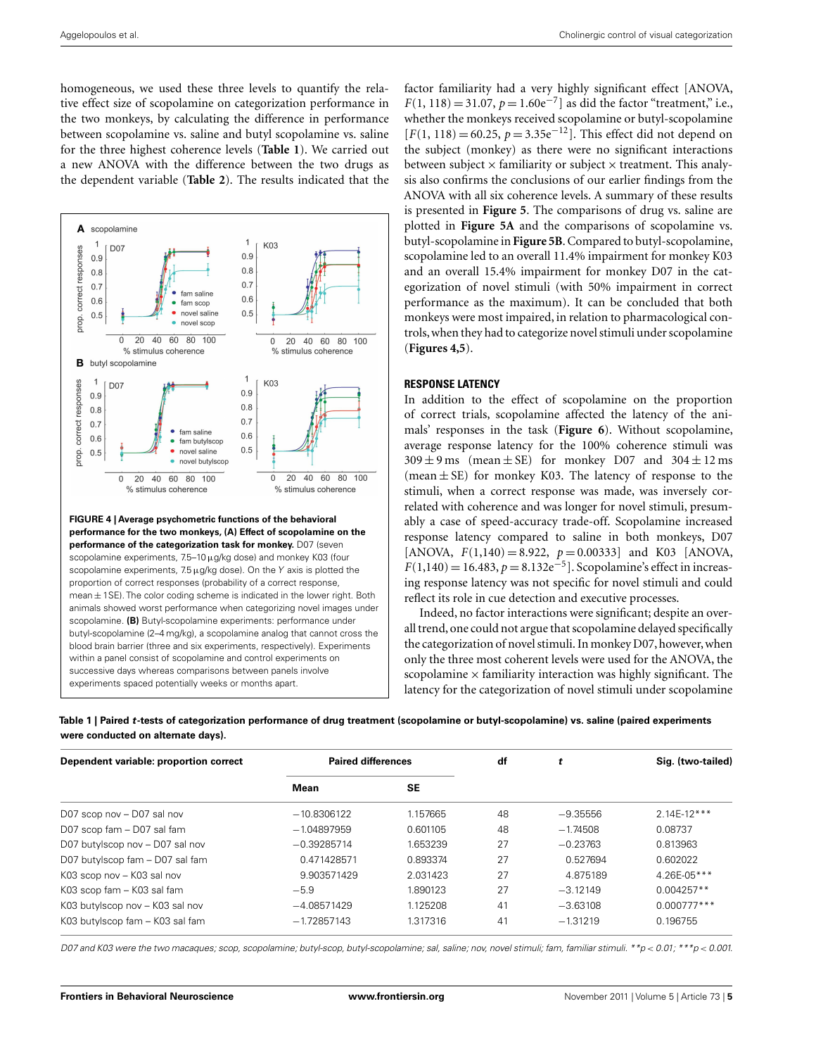homogeneous, we used these three levels to quantify the relative effect size of scopolamine on categorization performance in the two monkeys, by calculating the difference in performance between scopolamine vs. saline and butyl scopolamine vs. saline for the three highest coherence levels (**Table 1**). We carried out a new ANOVA with the difference between the two drugs as the dependent variable (**Table 2**). The results indicated that the factor familiarity had a very highly significant effect [ANOVA, $F(1, 118) = 31.07$, $p = 1.60e^{-7}$] as did the factor "treatment," i.e., whether the monkeys received scopolamine or butyl-scopolamine [$F(1, 118) = 60.25$, $p = 3.35e^{-12}$]. This effect did not depend on the subject (monkey) as there were no significant interactions between subject × familiarity or subject × treatment. This analysis also confirms the conclusions of our earlier findings from the ANOVA with all six coherence levels. A summary of these results is presented in **Figure 5**. The comparisons of drug vs. saline are plotted in **Figure 5A** and the comparisons of scopolamine vs. butyl-scopolamine in **Figure 5B**. Compared to butyl-scopolamine, scopolamine led to an overall 11.4% impairment for monkey K03 and an overall 15.4% impairment for monkey D07 in the categorization of novel stimuli (with 50% impairment in correct performance as the maximum). It can be concluded that both monkeys were most impaired, in relation to pharmacological controls, when they had to categorize novel stimuli under scopolamine (**Figures 4,5**).

**FIGURE 4 | Average psychometric functions of the behavioral performance for the two monkeys, (A) Effect of scopolamine on the performance of the categorization task for monkey.** D07 (seven scopolamine experiments, 7.5–10 μg/kg dose) and monkey K03 (four scopolamine experiments, 7.5 μg/kg dose). On the *Y* axis is plotted the proportion of correct responses (probability of a correct response, mean ± 1SE). The color coding scheme is indicated in the lower right. Both animals showed worst performance when categorizing novel images under scopolamine. **(B)** Butyl-scopolamine experiments: performance under butyl-scopolamine (2–4 mg/kg), a scopolamine analog that cannot cross the blood brain barrier (three and six experiments, respectively). Experiments within a panel consist of scopolamine and control experiments on successive days whereas comparisons between panels involve experiments spaced potentially weeks or months apart.

### RESPONSE LATENCY

In addition to the effect of scopolamine on the proportion of correct trials, scopolamine affected the latency of the animals' responses in the task (**Figure 6**). Without scopolamine, average response latency for the 100% coherence stimuli was 309 ± 9 ms (mean ± SE) for monkey D07 and 304 ± 12 ms (mean ± SE) for monkey K03. The latency of response to the stimuli, when a correct response was made, was inversely correlated with coherence and was longer for novel stimuli, presumably a case of speed-accuracy trade-off. Scopolamine increased response latency compared to saline in both monkeys, D07 [ANOVA, $F(1,140) = 8.922$, $p = 0.00333$] and K03 [ANOVA, $F(1,140) = 16.483$, $p = 8.132e^{-5}$]. Scopolamine's effect in increasing response latency was not specific for novel stimuli and could reflect its role in cue detection and executive processes.

Indeed, no factor interactions were significant; despite an overall trend, one could not argue that scopolamine delayed specifically the categorization of novel stimuli. In monkey D07, however, when only the three most coherent levels were used for the ANOVA, the scopolamine × familiarity interaction was highly significant. The latency for the categorization of novel stimuli under scopolamine

**Table 1 | Paired *t*-tests of categorization performance of drug treatment (scopolamine or butyl-scopolamine) vs. saline (paired experiments were conducted on alternate days).**

| Dependent variable: proportion correct | Paired differences | | df | *t* | Sig. (two-tailed) |
|---|---|---|---|---|---|
| | **Mean** | **SE** | | | |
| D07 scop nov – D07 sal nov | −10.8306122 | 1.157665 | 48 | −9.35556 | 2.14E-12*** |
| D07 scop fam – D07 sal fam | −1.04897959 | 0.601105 | 48 | −1.74508 | 0.08737 |
| D07 butylscop nov – D07 sal nov | −0.39285714 | 1.653239 | 27 | −0.23763 | 0.813963 |
| D07 butylscop fam – D07 sal fam | 0.471428571 | 0.893374 | 27 | 0.527694 | 0.602022 |
| K03 scop nov – K03 sal nov | 9.903571429 | 2.031423 | 27 | 4.875189 | 4.26E-05*** |
| K03 scop fam – K03 sal fam | −5.9 | 1.890123 | 27 | −3.12149 | 0.004257** |
| K03 butylscop nov – K03 sal nov | −4.08571429 | 1.125208 | 41 | −3.63108 | 0.000777*** |
| K03 butylscop fam – K03 sal fam | −1.72857143 | 1.317316 | 41 | −1.31219 | 0.196755 |

*D07 and K03 were the two macaques; scop, scopolamine; butyl-scop, butyl-scopolamine; sal, saline; nov, novel stimuli; fam, familiar stimuli. \*\*p < 0.01; \*\*\*p < 0.001.*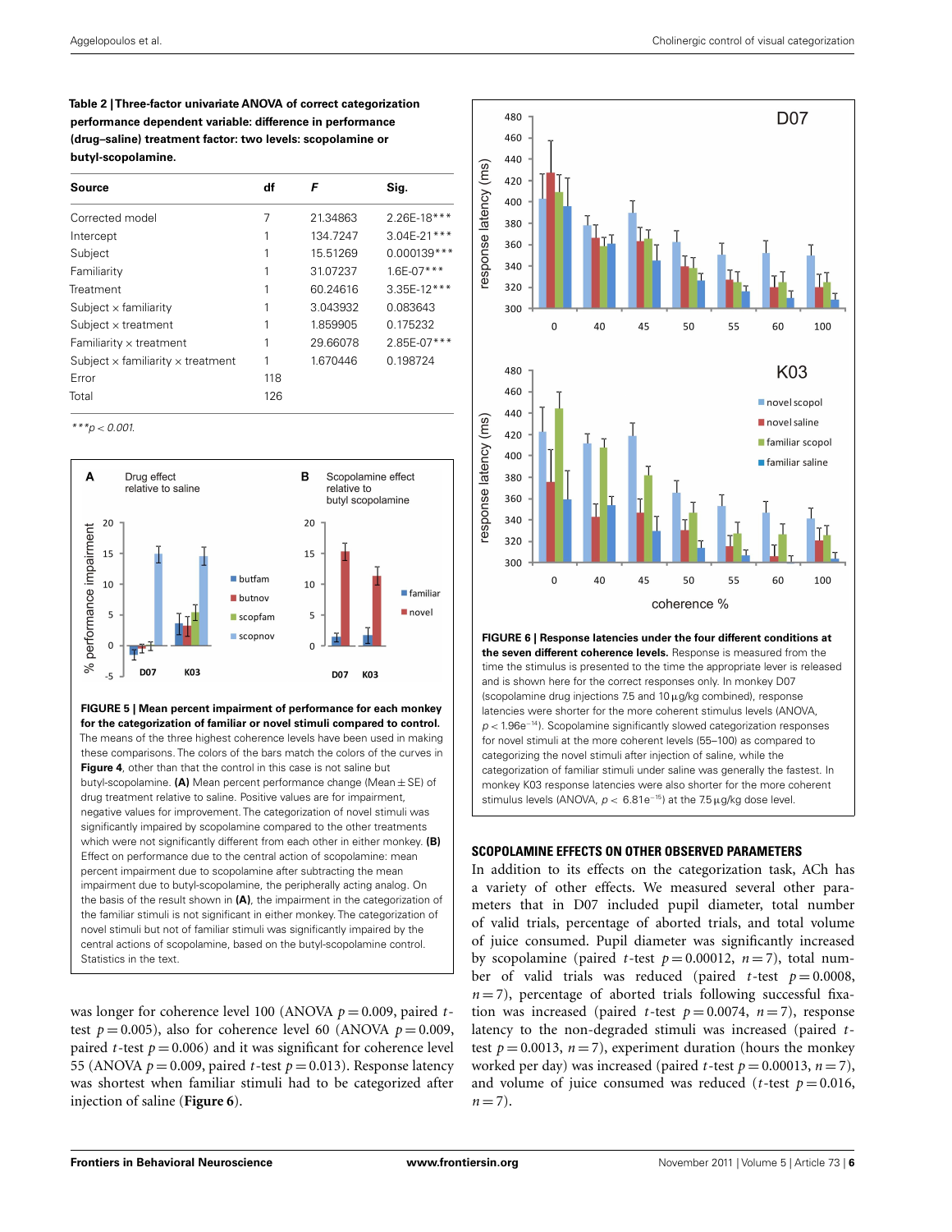**Table 2 | Three-factor univariate ANOVA of correct categorization performance dependent variable: difference in performance (drug–saline) treatment factor: two levels: scopolamine or butyl-scopolamine.**

| Source | df | *F* | Sig. |
|---|---|---|---|
| Corrected model | 7 | 21.34863 | 2.26E-18*** |
| Intercept | 1 | 134.7247 | 3.04E-21*** |
| Subject | 1 | 15.51269 | 0.000139*** |
| Familiarity | 1 | 31.07237 | 1.6E-07*** |
| Treatment | 1 | 60.24616 | 3.35E-12*** |
| Subject × familiarity | 1 | 3.043932 | 0.083643 |
| Subject × treatment | 1 | 1.859905 | 0.175232 |
| Familiarity × treatment | 1 | 29.66078 | 2.85E-07*** |
| Subject × familiarity × treatment | 1 | 1.670446 | 0.198724 |
| Error | 118 | | |
| Total | 126 | | |

****p < 0.001.*

**FIGURE 5 | Mean percent impairment of performance for each monkey for the categorization of familiar or novel stimuli compared to control.** The means of the three highest coherence levels have been used in making these comparisons. The colors of the bars match the colors of the curves in **Figure 4**, other than that the control in this case is not saline but butyl-scopolamine. **(A)** Mean percent performance change (Mean ± SE) of drug treatment relative to saline. Positive values are for impairment, negative values for improvement. The categorization of novel stimuli was significantly impaired by scopolamine compared to the other treatments which were not significantly different from each other in either monkey. **(B)** Effect on performance due to the central action of scopolamine: mean percent impairment due to scopolamine after subtracting the mean impairment due to butyl-scopolamine, the peripherally acting analog. On the basis of the result shown in **(A)**, the impairment in the categorization of the familiar stimuli is not significant in either monkey. The categorization of novel stimuli but not of familiar stimuli was significantly impaired by the central actions of scopolamine, based on the butyl-scopolamine control. Statistics in the text.

was longer for coherence level 100 (ANOVA $p = 0.009$, paired *t*-test $p = 0.005$), also for coherence level 60 (ANOVA $p = 0.009$, paired *t*-test $p = 0.006$) and it was significant for coherence level 55 (ANOVA $p = 0.009$, paired *t*-test $p = 0.013$). Response latency was shortest when familiar stimuli had to be categorized after injection of saline (**Figure 6**).

**FIGURE 6 | Response latencies under the four different conditions at the seven different coherence levels.** Response is measured from the time the stimulus is presented to the time the appropriate lever is released and is shown here for the correct responses only. In monkey D07 (scopolamine drug injections 7.5 and 10 μg/kg combined), response latencies were shorter for the more coherent stimulus levels (ANOVA, $p < 1.96e^{-14}$). Scopolamine significantly slowed categorization responses for novel stimuli at the more coherent levels (55–100) as compared to categorizing the novel stimuli after injection of saline, while the categorization of familiar stimuli under saline was generally the fastest. In monkey K03 response latencies were also shorter for the more coherent stimulus levels (ANOVA, $p < 6.81e^{-15}$) at the 7.5 μg/kg dose level.

## SCOPOLAMINE EFFECTS ON OTHER OBSERVED PARAMETERS

In addition to its effects on the categorization task, ACh has a variety of other effects. We measured several other parameters that in D07 included pupil diameter, total number of valid trials, percentage of aborted trials, and total volume of juice consumed. Pupil diameter was significantly increased by scopolamine (paired *t*-test $p = 0.00012$, $n = 7$), total number of valid trials was reduced (paired *t*-test $p = 0.0008$, $n = 7$), percentage of aborted trials following successful fixation was increased (paired *t*-test $p = 0.0074$, $n = 7$), response latency to the non-degraded stimuli was increased (paired *t*-test $p = 0.0013$, $n = 7$), experiment duration (hours the monkey worked per day) was increased (paired *t*-test $p = 0.00013$, $n = 7$), and volume of juice consumed was reduced (*t*-test $p = 0.016$, $n = 7$).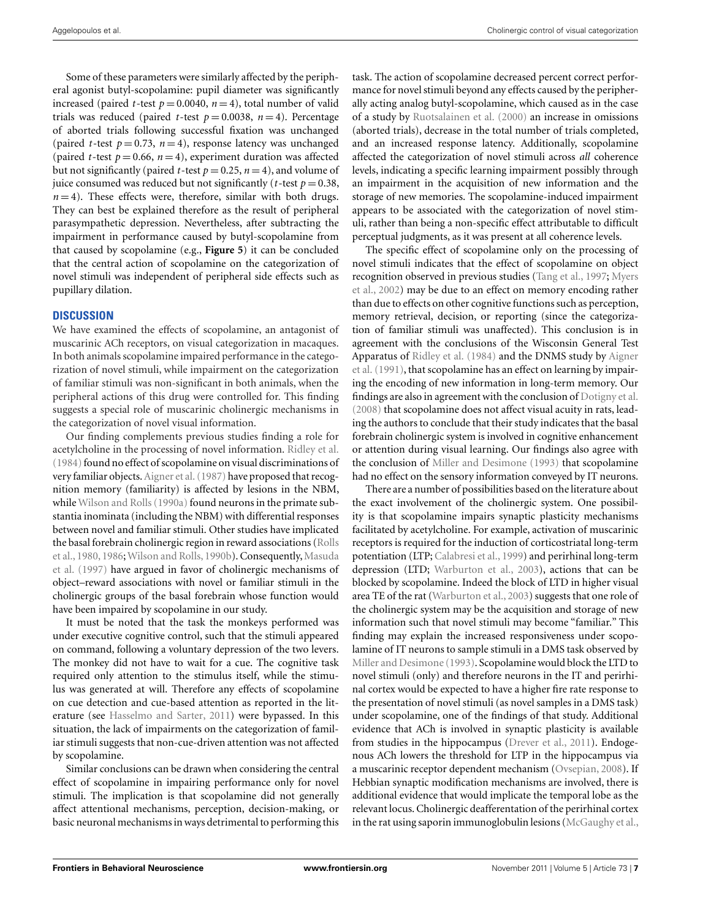Some of these parameters were similarly affected by the peripheral agonist butyl-scopolamine: pupil diameter was significantly increased (paired $t$-test $p = 0.0040$, $n = 4$), total number of valid trials was reduced (paired $t$-test $p = 0.0038$, $n = 4$). Percentage of aborted trials following successful fixation was unchanged (paired $t$-test $p = 0.73$, $n = 4$), response latency was unchanged (paired $t$-test $p = 0.66$, $n = 4$), experiment duration was affected but not significantly (paired $t$-test $p = 0.25$, $n = 4$), and volume of juice consumed was reduced but not significantly ($t$-test $p = 0.38$, $n = 4$). These effects were, therefore, similar with both drugs. They can best be explained therefore as the result of peripheral parasympathetic depression. Nevertheless, after subtracting the impairment in performance caused by butyl-scopolamine from that caused by scopolamine (e.g., **Figure 5**) it can be concluded that the central action of scopolamine on the categorization of novel stimuli was independent of peripheral side effects such as pupillary dilation.

## DISCUSSION

We have examined the effects of scopolamine, an antagonist of muscarinic ACh receptors, on visual categorization in macaques. In both animals scopolamine impaired performance in the categorization of novel stimuli, while impairment on the categorization of familiar stimuli was non-significant in both animals, when the peripheral actions of this drug were controlled for. This finding suggests a special role of muscarinic cholinergic mechanisms in the categorization of novel visual information.

Our finding complements previous studies finding a role for acetylcholine in the processing of novel information. Ridley et al. (1984) found no effect of scopolamine on visual discriminations of very familiar objects. Aigner et al. (1987) have proposed that recognition memory (familiarity) is affected by lesions in the NBM, while Wilson and Rolls (1990a) found neurons in the primate substantia inominata (including the NBM) with differential responses between novel and familiar stimuli. Other studies have implicated the basal forebrain cholinergic region in reward associations (Rolls et al., 1980, 1986; Wilson and Rolls, 1990b). Consequently, Masuda et al. (1997) have argued in favor of cholinergic mechanisms of object–reward associations with novel or familiar stimuli in the cholinergic groups of the basal forebrain whose function would have been impaired by scopolamine in our study.

It must be noted that the task the monkeys performed was under executive cognitive control, such that the stimuli appeared on command, following a voluntary depression of the two levers. The monkey did not have to wait for a cue. The cognitive task required only attention to the stimulus itself, while the stimulus was generated at will. Therefore any effects of scopolamine on cue detection and cue-based attention as reported in the literature (see Hasselmo and Sarter, 2011) were bypassed. In this situation, the lack of impairments on the categorization of familiar stimuli suggests that non-cue-driven attention was not affected by scopolamine.

Similar conclusions can be drawn when considering the central effect of scopolamine in impairing performance only for novel stimuli. The implication is that scopolamine did not generally affect attentional mechanisms, perception, decision-making, or basic neuronal mechanisms in ways detrimental to performing this task. The action of scopolamine decreased percent correct performance for novel stimuli beyond any effects caused by the peripherally acting analog butyl-scopolamine, which caused as in the case of a study by Ruotsalainen et al. (2000) an increase in omissions (aborted trials), decrease in the total number of trials completed, and an increased response latency. Additionally, scopolamine affected the categorization of novel stimuli across *all* coherence levels, indicating a specific learning impairment possibly through an impairment in the acquisition of new information and the storage of new memories. The scopolamine-induced impairment appears to be associated with the categorization of novel stimuli, rather than being a non-specific effect attributable to difficult perceptual judgments, as it was present at all coherence levels.

The specific effect of scopolamine only on the processing of novel stimuli indicates that the effect of scopolamine on object recognition observed in previous studies (Tang et al., 1997; Myers et al., 2002) may be due to an effect on memory encoding rather than due to effects on other cognitive functions such as perception, memory retrieval, decision, or reporting (since the categorization of familiar stimuli was unaffected). This conclusion is in agreement with the conclusions of the Wisconsin General Test Apparatus of Ridley et al. (1984) and the DNMS study by Aigner et al. (1991), that scopolamine has an effect on learning by impairing the encoding of new information in long-term memory. Our findings are also in agreement with the conclusion of Dotigny et al. (2008) that scopolamine does not affect visual acuity in rats, leading the authors to conclude that their study indicates that the basal forebrain cholinergic system is involved in cognitive enhancement or attention during visual learning. Our findings also agree with the conclusion of Miller and Desimone (1993) that scopolamine had no effect on the sensory information conveyed by IT neurons.

There are a number of possibilities based on the literature about the exact involvement of the cholinergic system. One possibility is that scopolamine impairs synaptic plasticity mechanisms facilitated by acetylcholine. For example, activation of muscarinic receptors is required for the induction of corticostriatal long-term potentiation (LTP; Calabresi et al., 1999) and perirhinal long-term depression (LTD; Warburton et al., 2003), actions that can be blocked by scopolamine. Indeed the block of LTD in higher visual area TE of the rat (Warburton et al., 2003) suggests that one role of the cholinergic system may be the acquisition and storage of new information such that novel stimuli may become "familiar." This finding may explain the increased responsiveness under scopolamine of IT neurons to sample stimuli in a DMS task observed by Miller and Desimone (1993). Scopolamine would block the LTD to novel stimuli (only) and therefore neurons in the IT and perirhinal cortex would be expected to have a higher fire rate response to the presentation of novel stimuli (as novel samples in a DMS task) under scopolamine, one of the findings of that study. Additional evidence that ACh is involved in synaptic plasticity is available from studies in the hippocampus (Drever et al., 2011). Endogenous ACh lowers the threshold for LTP in the hippocampus via a muscarinic receptor dependent mechanism (Ovsepian, 2008). If Hebbian synaptic modification mechanisms are involved, there is additional evidence that would implicate the temporal lobe as the relevant locus. Cholinergic deafferentation of the perirhinal cortex in the rat using saporin immunoglobulin lesions (McGaughy et al.,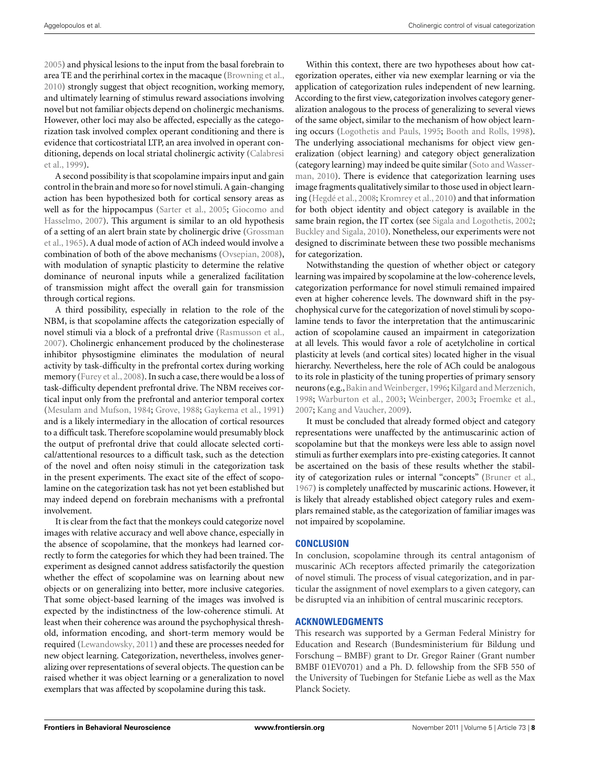2005) and physical lesions to the input from the basal forebrain to area TE and the perirhinal cortex in the macaque (Browning et al., 2010) strongly suggest that object recognition, working memory, and ultimately learning of stimulus reward associations involving novel but not familiar objects depend on cholinergic mechanisms. However, other loci may also be affected, especially as the categorization task involved complex operant conditioning and there is evidence that corticostriatal LTP, an area involved in operant conditioning, depends on local striatal cholinergic activity (Calabresi et al., 1999).

A second possibility is that scopolamine impairs input and gain control in the brain and more so for novel stimuli. A gain-changing action has been hypothesized both for cortical sensory areas as well as for the hippocampus (Sarter et al., 2005; Giocomo and Hasselmo, 2007). This argument is similar to an old hypothesis of a setting of an alert brain state by cholinergic drive (Grossman et al., 1965). A dual mode of action of ACh indeed would involve a combination of both of the above mechanisms (Ovsepian, 2008), with modulation of synaptic plasticity to determine the relative dominance of neuronal inputs while a generalized facilitation of transmission might affect the overall gain for transmission through cortical regions.

A third possibility, especially in relation to the role of the NBM, is that scopolamine affects the categorization especially of novel stimuli via a block of a prefrontal drive (Rasmusson et al., 2007). Cholinergic enhancement produced by the cholinesterase inhibitor physostigmine eliminates the modulation of neural activity by task-difficulty in the prefrontal cortex during working memory (Furey et al., 2008). In such a case, there would be a loss of task-difficulty dependent prefrontal drive. The NBM receives cortical input only from the prefrontal and anterior temporal cortex (Mesulam and Mufson, 1984; Grove, 1988; Gaykema et al., 1991) and is a likely intermediary in the allocation of cortical resources to a difficult task. Therefore scopolamine would presumably block the output of prefrontal drive that could allocate selected cortical/attentional resources to a difficult task, such as the detection of the novel and often noisy stimuli in the categorization task in the present experiments. The exact site of the effect of scopolamine on the categorization task has not yet been established but may indeed depend on forebrain mechanisms with a prefrontal involvement.

It is clear from the fact that the monkeys could categorize novel images with relative accuracy and well above chance, especially in the absence of scopolamine, that the monkeys had learned correctly to form the categories for which they had been trained. The experiment as designed cannot address satisfactorily the question whether the effect of scopolamine was on learning about new objects or on generalizing into better, more inclusive categories. That some object-based learning of the images was involved is expected by the indistinctness of the low-coherence stimuli. At least when their coherence was around the psychophysical threshold, information encoding, and short-term memory would be required (Lewandowsky, 2011) and these are processes needed for new object learning. Categorization, nevertheless, involves generalizing over representations of several objects. The question can be raised whether it was object learning or a generalization to novel exemplars that was affected by scopolamine during this task.

Within this context, there are two hypotheses about how categorization operates, either via new exemplar learning or via the application of categorization rules independent of new learning. According to the first view, categorization involves category generalization analogous to the process of generalizing to several views of the same object, similar to the mechanism of how object learning occurs (Logothetis and Pauls, 1995; Booth and Rolls, 1998). The underlying associational mechanisms for object view generalization (object learning) and category object generalization (category learning) may indeed be quite similar (Soto and Wasserman, 2010). There is evidence that categorization learning uses image fragments qualitatively similar to those used in object learning (Hegdé et al., 2008; Kromrey et al., 2010) and that information for both object identity and object category is available in the same brain region, the IT cortex (see Sigala and Logothetis, 2002; Buckley and Sigala, 2010). Nonetheless, our experiments were not designed to discriminate between these two possible mechanisms for categorization.

Notwithstanding the question of whether object or category learning was impaired by scopolamine at the low-coherence levels, categorization performance for novel stimuli remained impaired even at higher coherence levels. The downward shift in the psychophysical curve for the categorization of novel stimuli by scopolamine tends to favor the interpretation that the antimuscarinic action of scopolamine caused an impairment in categorization at all levels. This would favor a role of acetylcholine in cortical plasticity at levels (and cortical sites) located higher in the visual hierarchy. Nevertheless, here the role of ACh could be analogous to its role in plasticity of the tuning properties of primary sensory neurons (e.g., Bakin and Weinberger, 1996; Kilgard and Merzenich, 1998; Warburton et al., 2003; Weinberger, 2003; Froemke et al., 2007; Kang and Vaucher, 2009).

It must be concluded that already formed object and category representations were unaffected by the antimuscarinic action of scopolamine but that the monkeys were less able to assign novel stimuli as further exemplars into pre-existing categories. It cannot be ascertained on the basis of these results whether the stability of categorization rules or internal "concepts" (Bruner et al., 1967) is completely unaffected by muscarinic actions. However, it is likely that already established object category rules and exemplars remained stable, as the categorization of familiar images was not impaired by scopolamine.

## CONCLUSION

In conclusion, scopolamine through its central antagonism of muscarinic ACh receptors affected primarily the categorization of novel stimuli. The process of visual categorization, and in particular the assignment of novel exemplars to a given category, can be disrupted via an inhibition of central muscarinic receptors.

## ACKNOWLEDGMENTS

This research was supported by a German Federal Ministry for Education and Research (Bundesministerium für Bildung und Forschung – BMBF) grant to Dr. Gregor Rainer (Grant number BMBF 01EV0701) and a Ph. D. fellowship from the SFB 550 of the University of Tuebingen for Stefanie Liebe as well as the Max Planck Society.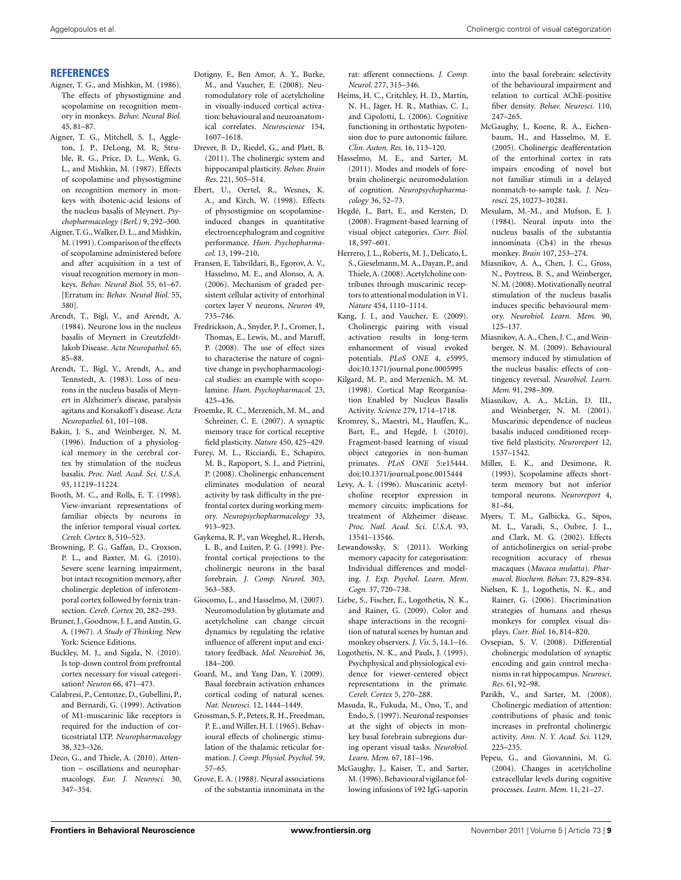## REFERENCES

Aigner, T. G., and Mishkin, M. (1986). The effects of physostigmine and scopolamine on recognition memory in monkeys. *Behav. Neural Biol.* 45, 81–87.

Aigner, T. G., Mitchell, S. J., Aggleton, J. P., DeLong, M. R, Struble, R. G., Price, D. L., Wenk, G. L., and Mishkin, M. (1987). Effects of scopolamine and physostigmine on recognition memory in monkeys with ibotenic-acid lesions of the nucleus basalis of Meynert. *Psychopharmacology (Berl.)* 9, 292–300.

Aigner, T. G., Walker, D. L., and Mishkin, M. (1991). Comparison of the effects of scopolamine administered before and after acquisition in a test of visual recognition memory in monkeys. *Behav. Neural Biol.* 55, 61–67. [Erratum in: *Behav. Neural Biol.* 55, 380].

Arendt, T., Bigl, V., and Arendt, A. (1984). Neurone loss in the nucleus basalis of Meynert in Creutzfeldt-Jakob Disease. *Acta Neuropathol.* 65, 85–88.

Arendt, T., Bigl, V., Arendt, A., and Tennstedt, A. (1983). Loss of neurons in the nucleus basalis of Meynert in Alzheimer's disease, paralysis agitans and Korsakoff's disease. *Acta Neuropathol.* 61, 101–108.

Bakin, J. S., and Weinberger, N. M. (1996). Induction of a physiological memory in the cerebral cortex by stimulation of the nucleus basalis. *Proc. Natl. Acad. Sci. U.S.A.* 93, 11219–11224.

Booth, M. C., and Rolls, E. T. (1998). View-invariant representations of familiar objects by neurons in the inferior temporal visual cortex. *Cereb. Cortex* 8, 510–523.

Browning, P. G., Gaffan, D., Croxson, P. L., and Baxter, M. G. (2010). Severe scene learning impairment, but intact recognition memory, after cholinergic depletion of inferotemporal cortex followed by fornix transection. *Cereb. Cortex* 20, 282–293.

Bruner, J., Goodnow, J. J., and Austin, G. A. (1967). *A Study of Thinking*. New York: Science Editions.

Buckley, M. J., and Sigala, N. (2010). Is top-down control from prefrontal cortex necessary for visual categorisation? *Neuron* 66, 471–473.

Calabresi, P., Centonze, D., Gubellini, P., and Bernardi, G. (1999). Activation of M1-muscarinic like receptors is required for the induction of corticostriatal LTP. *Neuropharmacology* 38, 323–326.

Deco, G., and Thiele, A. (2010). Attention – oscillations and neuropharmacology. *Eur. J. Neurosci.* 30, 347–354.

Dotigny, F., Ben Amor, A. Y., Burke, M., and Vaucher, E. (2008). Neuromodulatory role of acetylcholine in visually-induced cortical activation: behavioural and neuroanatomical correlates. *Neuroscience* 154, 1607–1618.

Drever, B. D., Riedel, G., and Platt, B. (2011). The cholinergic system and hippocampal plasticity. *Behav. Brain Res.* 221, 505–514.

Ebert, U., Oertel, R., Wesnes, K. A., and Kirch, W. (1998). Effects of physostigmine on scopolamine-induced changes in quantitative electroencephalogram and cognitive performance. *Hum. Psychopharmacol.* 13, 199–210.

Fransen, E., Tahvildari, B., Egorov, A. V., Hasselmo, M. E., and Alonso, A. A. (2006). Mechanism of graded persistent cellular activity of entorhinal cortex layer V neurons. *Neuron* 49, 735–746.

Fredrickson, A., Snyder, P. J., Cromer, J., Thomas, E., Lewis, M., and Maruff, P. (2008). The use of effect sizes to characterise the nature of cognitive change in psychopharmacological studies: an example with scopolamine. *Hum. Psychopharmacol.* 23, 425–436.

Froemke, R. C., Merzenich, M. M., and Schreiner, C. E. (2007). A synaptic memory trace for cortical receptive field plasticity. *Nature* 450, 425–429.

Furey, M. L., Ricciardi, E., Schapiro, M. B., Rapoport, S. I., and Pietrini, P. (2008). Cholinergic enhancement eliminates modulation of neural activity by task difficulty in the prefrontal cortex during working memory. *Neuropsychopharmacology* 33, 913–923.

Gaykema, R. P., van Weeghel, R., Hersh, L. B., and Luiten, P. G. (1991). Prefrontal cortical projections to the cholinergic neurons in the basal forebrain. *J. Comp. Neurol.* 303, 563–583.

Giocomo, L., and Hasselmo, M. (2007). Neuromodulation by glutamate and acetylcholine can change circuit dynamics by regulating the relative influence of afferent input and excitatory feedback. *Mol. Neurobiol.* 36, 184–200.

Goard, M., and Yang Dan, Y. (2009). Basal forebrain activation enhances cortical coding of natural scenes. *Nat. Neurosci.* 12, 1444–1449.

Grossman, S. P., Peters, R. H., Freedman, P. E., and Willer, H. I. (1965). Behavioural effects of cholinergic stimulation of the thalamic reticular formation. *J. Comp. Physiol. Psychol.* 59, 57–65.

Grove, E. A. (1988). Neural associations of the substantia innominata in the rat: afferent connections. *J. Comp. Neurol.* 277, 315–346.

Heims, H. C., Critchley, H. D., Martin, N. H., Jäger, H. R., Mathias, C. J., and Cipolotti, L. (2006). Cognitive functioning in orthostatic hypotension due to pure autonomic failure. *Clin. Auton. Res.* 16, 113–120.

Hasselmo, M. E., and Sarter, M. (2011). Modes and models of forebrain cholinergic neuromodulation of cognition. *Neuropsychopharmacology* 36, 52–73.

Hegdé, J., Bart, E., and Kersten, D. (2008). Fragment-based learning of visual object categories. *Curr. Biol.* 18, 597–601.

Herrero, J. L., Roberts, M. J., Delicato, L. S., Gieselmann, M. A., Dayan, P., and Thiele, A. (2008). Acetylcholine contributes through muscarinic receptors to attentional modulation in V1. *Nature* 454, 1110–1114.

Kang, J. I., and Vaucher, E. (2009). Cholinergic pairing with visual activation results in long-term enhancement of visual evoked potentials. *PLoS ONE* 4, e5995. doi:10.1371/journal.pone.0005995

Kilgard, M. P., and Merzenich, M. M. (1998). Cortical Map Reorganisation Enabled by Nucleus Basalis Activity. *Science* 279, 1714–1718.

Kromrey, S., Maestri, M., Hauffen, K., Bart, E., and Hegdé, J. (2010). Fragment-based learning of visual object categories in non-human primates. *PLoS ONE* 5:e15444. doi:10.1371/journal.pone.0015444

Levy, A. I. (1996). Muscarinic acetylcholine receptor expression in memory circuits: implications for treatment of Alzheimer disease. *Proc. Natl. Acad. Sci. U.S.A.* 93, 13541–13546.

Lewandowsky, S. (2011). Working memory capacity for categorisation: Individual differences and modeling. *J. Exp. Psychol. Learn. Mem. Cogn.* 37, 720–738.

Liebe, S., Fischer, E., Logothetis, N. K., and Rainer, G. (2009). Color and shape interactions in the recognition of natural scenes by human and monkey observers. *J. Vis.* 5, 14.1–16.

Logothetis, N. K., and Pauls, J. (1995). Psychphysical and physiological evidence for viewer-centered object representations in the primate. *Cereb. Cortex* 5, 270–288.

Masuda, R., Fukuda, M., Ono, T., and Endo, S. (1997). Neuronal responses at the sight of objects in monkey basal forebrain subregions during operant visual tasks. *Neurobiol. Learn. Mem.* 67, 181–196.

McGaughy, J., Kaiser, T., and Sarter, M. (1996). Behavioural vigilance following infusions of 192 IgG-saporin into the basal forebrain: selectivity of the behavioural impairment and relation to cortical AChE-positive fiber density. *Behav. Neurosci.* 110, 247–265.

McGaughy, J., Koene, R. A., Eichenbaum, H., and Hasselmo, M. E. (2005). Cholinergic deafferentation of the entorhinal cortex in rats impairs encoding of novel but not familiar stimuli in a delayed nonmatch-to-sample task. *J. Neurosci.* 25, 10273–10281.

Mesulam, M.-M., and Mufson, E. J. (1984). Neural inputs into the nucleus basalis of the substantia innominata (Ch4) in the rhesus monkey. *Brain* 107, 253–274.

Miasnikov, A. A., Chen, J. C., Gross, N., Poytress, B. S., and Weinberger, N. M. (2008). Motivationally neutral stimulation of the nucleus basalis induces specific behavioural memory. *Neurobiol. Learn. Mem.* 90, 125–137.

Miasnikov, A. A., Chen, J. C., and Weinberger, N. M. (2009). Behavioural memory induced by stimulation of the nucleus basalis: effects of contingency reversal. *Neurobiol. Learn. Mem.* 91, 298–309.

Miasnikov, A. A., McLin, D. III., and Weinberger, N. M. (2001). Muscarinic dependence of nucleus basalis induced conditioned receptive field plasticity. *Neuroreport* 12, 1537–1542.

Miller, E. K., and Desimone, R. (1993). Scopolamine affects short-term memory but not inferior temporal neurons. *Neuroreport* 4, 81–84.

Myers, T. M., Galbicka, G., Sipos, M. L., Varadi, S., Oubre, J. L., and Clark, M. G. (2002). Effects of anticholinergics on serial-probe recognition accuracy of rhesus macaques (*Macaca mulatta*). *Pharmacol. Biochem. Behav.* 73, 829–834.

Nielsen, K. J., Logothetis, N. K., and Rainer, G. (2006). Discrimination strategies of humans and rhesus monkeys for complex visual displays. *Curr. Biol.* 16, 814–820.

Ovsepian, S. V. (2008). Differential cholinergic modulation of synaptic encoding and gain control mechanisms in rat hippocampus. *Neurosci. Res.* 61, 92–98.

Parikh, V., and Sarter, M. (2008). Cholinergic mediation of attention: contributions of phasic and tonic increases in prefrontal cholinergic activity. *Ann. N. Y. Acad. Sci.* 1129, 225–235.

Pepeu, G., and Giovannini, M. G. (2004). Changes in acetylcholine extracellular levels during cognitive processes. *Learn. Mem.* 11, 21–27.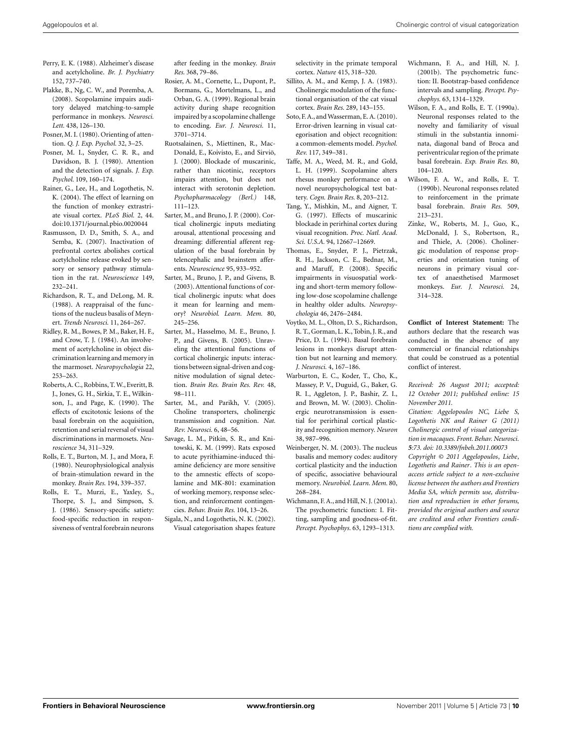Perry, E. K. (1988). Alzheimer's disease and acetylcholine. *Br. J. Psychiatry* 152, 737–740.

Plakke, B., Ng, C. W., and Poremba, A. (2008). Scopolamine impairs auditory delayed matching-to-sample performance in monkeys. *Neurosci. Lett.* 438, 126–130.

Posner, M. I. (1980). Orienting of attention. *Q. J. Exp. Psychol.* 32, 3–25.

Posner, M. I., Snyder, C. R. R., and Davidson, B. J. (1980). Attention and the detection of signals. *J. Exp. Psychol.* 109, 160–174.

Rainer, G., Lee, H., and Logothetis, N. K. (2004). The effect of learning on the function of monkey extrastriate visual cortex. *PLoS Biol.* 2, 44. doi:10.1371/journal.pbio.0020044

Rasmusson, D. D., Smith, S. A., and Semba, K. (2007). Inactivation of prefrontal cortex abolishes cortical acetylcholine release evoked by sensory or sensory pathway stimulation in the rat. *Neuroscience* 149, 232–241.

Richardson, R. T., and DeLong, M. R. (1988). A reappraisal of the functions of the nucleus basalis of Meynert. *Trends Neurosci.* 11, 264–267.

Ridley, R. M., Bowes, P. M., Baker, H. F., and Crow, T. J. (1984). An involvement of acetylcholine in object discrimination learning and memory in the marmoset. *Neuropsychologia* 22, 253–263.

Roberts, A. C., Robbins, T. W., Everitt, B. J., Jones, G. H., Sirkia, T. E., Wilkinson, J., and Page, K. (1990). The effects of excitotoxic lesions of the basal forebrain on the acquisition, retention and serial reversal of visual discriminations in marmosets. *Neuroscience* 34, 311–329.

Rolls, E. T., Burton, M. J., and Mora, F. (1980). Neurophysiological analysis of brain-stimulation reward in the monkey. *Brain Res.* 194, 339–357.

Rolls, E. T., Murzi, E., Yaxley, S., Thorpe, S. J., and Simpson, S. J. (1986). Sensory-specific satiety: food-specific reduction in responsiveness of ventral forebrain neurons after feeding in the monkey. *Brain Res.* 368, 79–86.

Rosier, A. M., Cornette, L., Dupont, P., Bormans, G., Mortelmans, L., and Orban, G. A. (1999). Regional brain activity during shape recognition impaired by a scopolamine challenge to encoding. *Eur. J. Neurosci.* 11, 3701–3714.

Ruotsalainen, S., Miettinen, R., MacDonald, E., Koivisto, E., and Sirviö, J. (2000). Blockade of muscarinic, rather than nicotinic, receptors impairs attention, but does not interact with serotonin depletion. *Psychopharmacology (Berl.)* 148, 111–123.

Sarter, M., and Bruno, J. P. (2000). Cortical cholinergic inputs mediating arousal, attentional processing and dreaming: differential afferent regulation of the basal forebrain by telencephalic and brainstem afferents. *Neuroscience* 95, 933–952.

Sarter, M., Bruno, J. P., and Givens, B. (2003). Attentional functions of cortical cholinergic inputs: what does it mean for learning and memory? *Neurobiol. Learn. Mem.* 80, 245–256.

Sarter, M., Hasselmo, M. E., Bruno, J. P., and Givens, B. (2005). Unraveling the attentional functions of cortical cholinergic inputs: interactions between signal-driven and cognitive modulation of signal detection. *Brain Res. Brain Res. Rev.* 48, 98–111.

Sarter, M., and Parikh, V. (2005). Choline transporters, cholinergic transmission and cognition. *Nat. Rev. Neurosci.* 6, 48–56.

Savage, L. M., Pitkin, S. R., and Knitowski, K. M. (1999). Rats exposed to acute pyrithiamine-induced thiamine deficiency are more sensitive to the amnestic effects of scopolamine and MK-801: examination of working memory, response selection, and reinforcement contingencies. *Behav. Brain Res.* 104, 13–26.

Sigala, N., and Logothetis, N. K. (2002). Visual categorisation shapes feature selectivity in the primate temporal cortex. *Nature* 415, 318–320.

Sillito, A. M., and Kemp, J. A. (1983). Cholinergic modulation of the functional organisation of the cat visual cortex. *Brain Res.* 289, 143–155.

Soto, F. A., and Wasserman, E. A. (2010). Error-driven learning in visual categorisation and object recognition: a common-elements model. *Psychol. Rev.* 117, 349–381.

Taffe, M. A., Weed, M. R., and Gold, L. H. (1999). Scopolamine alters rhesus monkey performance on a novel neuropsychological test battery. *Cogn. Brain Res.* 8, 203–212.

Tang, Y., Mishkin, M., and Aigner, T. G. (1997). Effects of muscarinic blockade in perirhinal cortex during visual recognition. *Proc. Natl. Acad. Sci. U.S.A.* 94, 12667–12669.

Thomas, E., Snyder, P. J., Pietrzak, R. H., Jackson, C. E., Bednar, M., and Maruff, P. (2008). Specific impairments in visuospatial working and short-term memory following low-dose scopolamine challenge in healthy older adults. *Neuropsychologia* 46, 2476–2484.

Voytko, M. L., Olton, D. S., Richardson, R. T., Gorman, L. K., Tobin, J. R., and Price, D. L. (1994). Basal forebrain lesions in monkeys disrupt attention but not learning and memory. *J. Neurosci.* 4, 167–186.

Warburton, E. C., Koder, T., Cho, K., Massey, P. V., Duguid, G., Baker, G. R. I., Aggleton, J. P., Bashir, Z. I., and Brown, M. W. (2003). Cholinergic neurotransmission is essential for perirhinal cortical plasticity and recognition memory. *Neuron* 38, 987–996.

Weinberger, N. M. (2003). The nucleus basalis and memory codes: auditory cortical plasticity and the induction of specific, associative behavioural memory. *Neurobiol. Learn. Mem.* 80, 268–284.

Wichmann, F. A., and Hill, N. J. (2001a). The psychometric function: I. Fitting, sampling and goodness-of-fit. *Percept. Psychophys.* 63, 1293–1313.

Wichmann, F. A., and Hill, N. J. (2001b). The psychometric function: II. Bootstrap-based confidence intervals and sampling. *Percept. Psychophys.* 63, 1314–1329.

Wilson, F. A., and Rolls, E. T. (1990a). Neuronal responses related to the novelty and familiarity of visual stimuli in the substantia innominata, diagonal band of Broca and periventricular region of the primate basal forebrain. *Exp. Brain Res.* 80, 104–120.

Wilson, F. A. W., and Rolls, E. T. (1990b). Neuronal responses related to reinforcement in the primate basal forebrain. *Brain Res.* 509, 213–231.

Zinke, W., Roberts, M. J., Guo, K., McDonald, J. S., Robertson, R., and Thiele, A. (2006). Cholinergic modulation of response properties and orientation tuning of neurons in primary visual cortex of anaesthetised Marmoset monkeys. *Eur. J. Neurosci.* 24, 314–328.

**Conflict of Interest Statement:** The authors declare that the research was conducted in the absence of any commercial or financial relationships that could be construed as a potential conflict of interest.

*Received: 26 August 2011; accepted: 12 October 2011; published online: 15 November 2011.*

*Citation: Aggelopoulos NC, Liebe S, Logothetis NK and Rainer G (2011) Cholinergic control of visual categorization in macaques. Front. Behav. Neurosci. 5:73. doi: 10.3389/fnbeh.2011.00073*

*Copyright © 2011 Aggelopoulos, Liebe, Logothetis and Rainer. This is an open-access article subject to a non-exclusive license between the authors and Frontiers Media SA, which permits use, distribution and reproduction in other forums, provided the original authors and source are credited and other Frontiers conditions are complied with.*